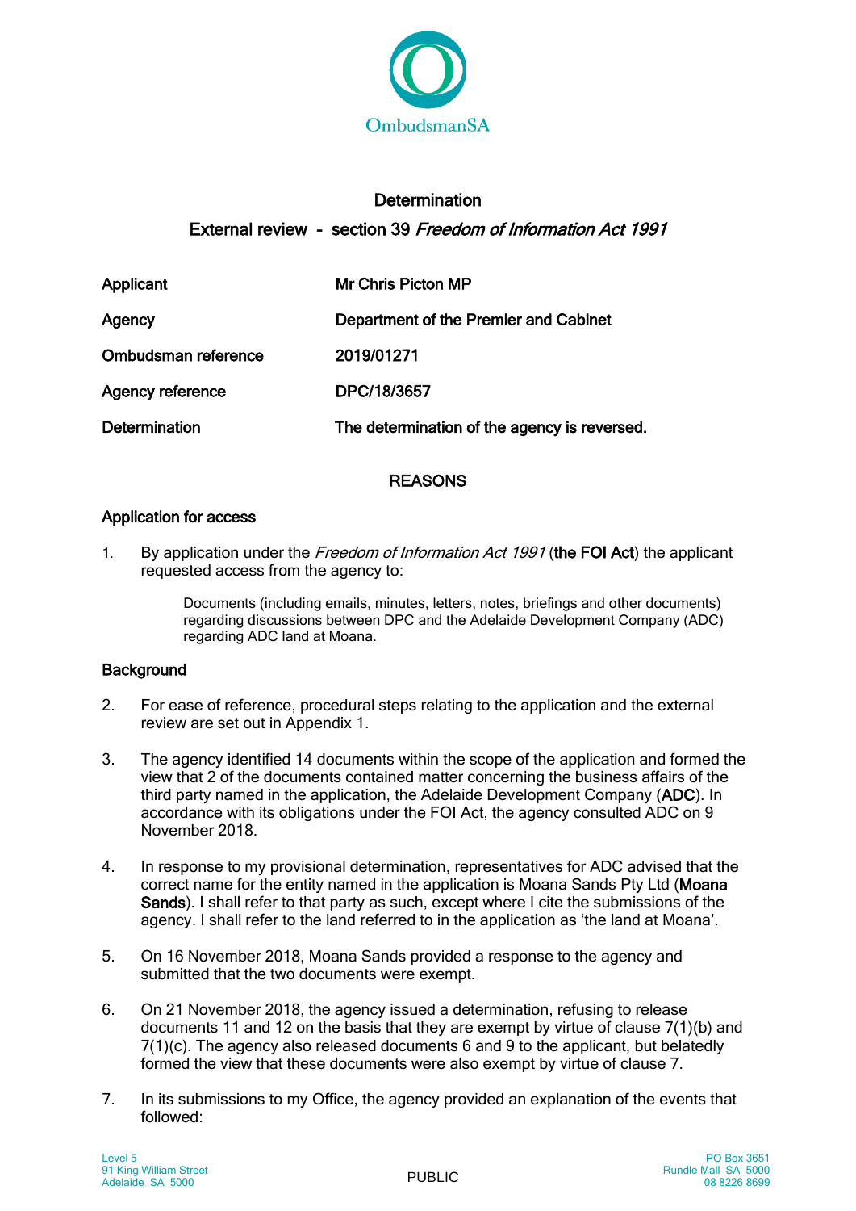OmbudsmanSA

# Determination

## External review - section 39 *Freedom of Information Act 1991*

| | |
|---|---|
| Applicant | Mr Chris Picton MP |
| Agency | Department of the Premier and Cabinet |
| Ombudsman reference | 2019/01271 |
| Agency reference | DPC/18/3657 |
| Determination | The determination of the agency is reversed. |

## REASONS

### Application for access

1. By application under the *Freedom of Information Act 1991* (**the FOI Act**) the applicant requested access from the agency to:

   > Documents (including emails, minutes, letters, notes, briefings and other documents) regarding discussions between DPC and the Adelaide Development Company (ADC) regarding ADC land at Moana.

### Background

2. For ease of reference, procedural steps relating to the application and the external review are set out in Appendix 1.

3. The agency identified 14 documents within the scope of the application and formed the view that 2 of the documents contained matter concerning the business affairs of the third party named in the application, the Adelaide Development Company (**ADC**). In accordance with its obligations under the FOI Act, the agency consulted ADC on 9 November 2018.

4. In response to my provisional determination, representatives for ADC advised that the correct name for the entity named in the application is Moana Sands Pty Ltd (**Moana Sands**). I shall refer to that party as such, except where I cite the submissions of the agency. I shall refer to the land referred to in the application as 'the land at Moana'.

5. On 16 November 2018, Moana Sands provided a response to the agency and submitted that the two documents were exempt.

6. On 21 November 2018, the agency issued a determination, refusing to release documents 11 and 12 on the basis that they are exempt by virtue of clause 7(1)(b) and 7(1)(c). The agency also released documents 6 and 9 to the applicant, but belatedly formed the view that these documents were also exempt by virtue of clause 7.

7. In its submissions to my Office, the agency provided an explanation of the events that followed: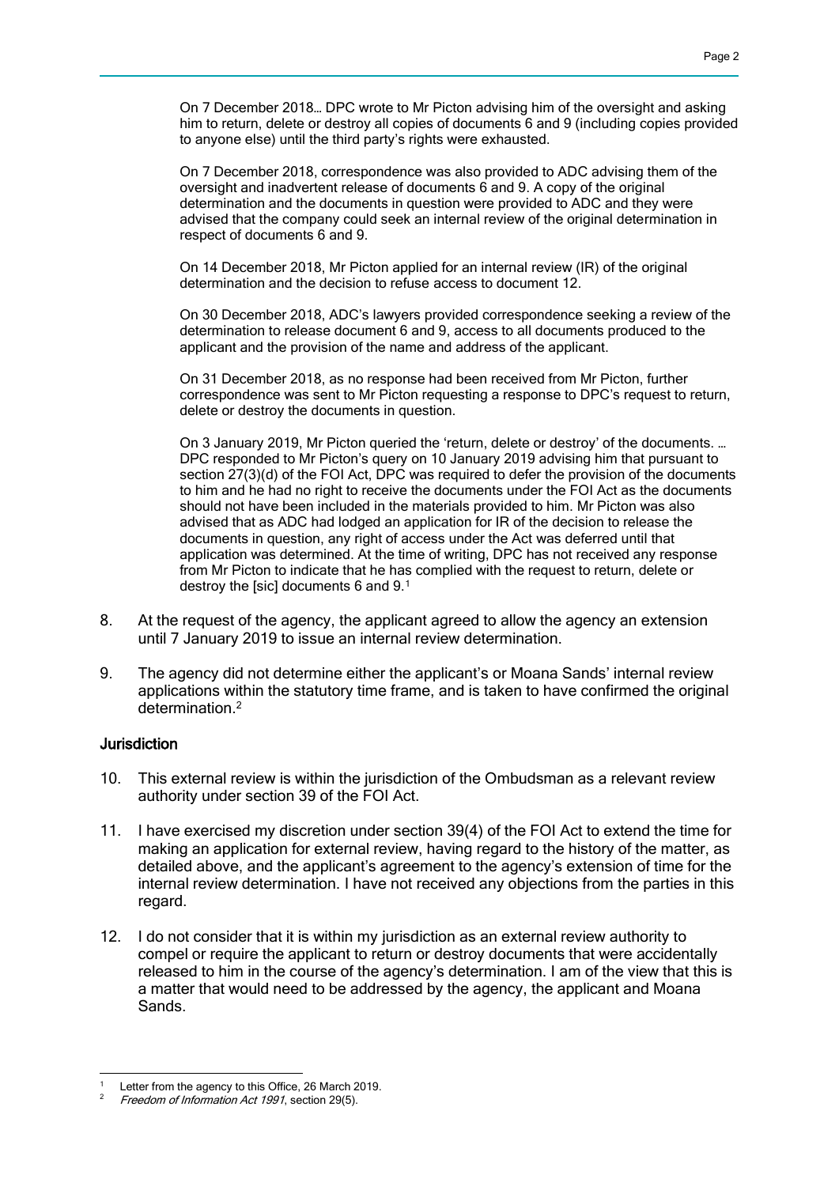> On 7 December 2018… DPC wrote to Mr Picton advising him of the oversight and asking him to return, delete or destroy all copies of documents 6 and 9 (including copies provided to anyone else) until the third party's rights were exhausted.
>
> On 7 December 2018, correspondence was also provided to ADC advising them of the oversight and inadvertent release of documents 6 and 9. A copy of the original determination and the documents in question were provided to ADC and they were advised that the company could seek an internal review of the original determination in respect of documents 6 and 9.
>
> On 14 December 2018, Mr Picton applied for an internal review (IR) of the original determination and the decision to refuse access to document 12.
>
> On 30 December 2018, ADC's lawyers provided correspondence seeking a review of the determination to release document 6 and 9, access to all documents produced to the applicant and the provision of the name and address of the applicant.
>
> On 31 December 2018, as no response had been received from Mr Picton, further correspondence was sent to Mr Picton requesting a response to DPC's request to return, delete or destroy the documents in question.
>
> On 3 January 2019, Mr Picton queried the 'return, delete or destroy' of the documents. … DPC responded to Mr Picton's query on 10 January 2019 advising him that pursuant to section 27(3)(d) of the FOI Act, DPC was required to defer the provision of the documents to him and he had no right to receive the documents under the FOI Act as the documents should not have been included in the materials provided to him. Mr Picton was also advised that as ADC had lodged an application for IR of the decision to release the documents in question, any right of access under the Act was deferred until that application was determined. At the time of writing, DPC has not received any response from Mr Picton to indicate that he has complied with the request to return, delete or destroy the [sic] documents 6 and 9.[1]

8. At the request of the agency, the applicant agreed to allow the agency an extension until 7 January 2019 to issue an internal review determination.

9. The agency did not determine either the applicant's or Moana Sands' internal review applications within the statutory time frame, and is taken to have confirmed the original determination.[2]

### Jurisdiction

10. This external review is within the jurisdiction of the Ombudsman as a relevant review authority under section 39 of the FOI Act.

11. I have exercised my discretion under section 39(4) of the FOI Act to extend the time for making an application for external review, having regard to the history of the matter, as detailed above, and the applicant's agreement to the agency's extension of time for the internal review determination. I have not received any objections from the parties in this regard.

12. I do not consider that it is within my jurisdiction as an external review authority to compel or require the applicant to return or destroy documents that were accidentally released to him in the course of the agency's determination. I am of the view that this is a matter that would need to be addressed by the agency, the applicant and Moana Sands.

---

[1] Letter from the agency to this Office, 26 March 2019.

[2] *Freedom of Information Act 1991*, section 29(5).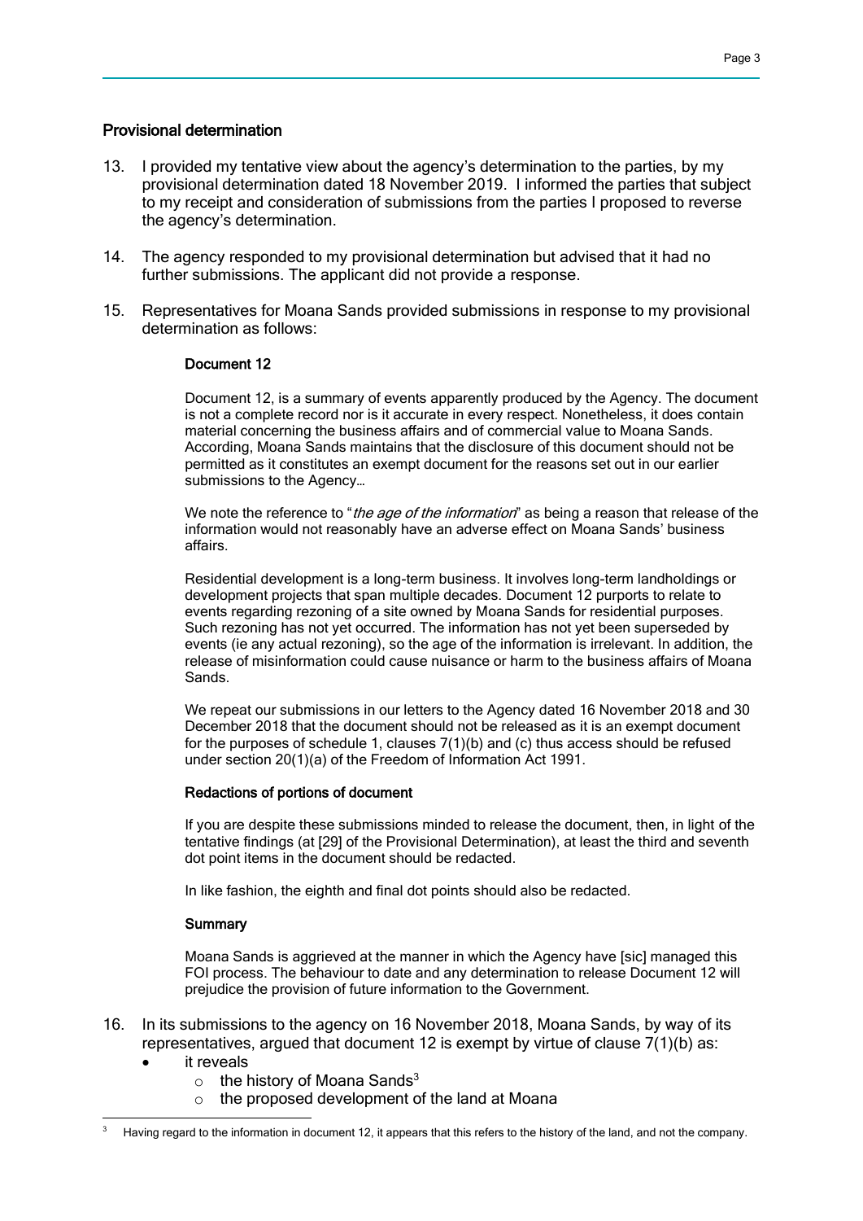## Provisional determination

13. I provided my tentative view about the agency's determination to the parties, by my provisional determination dated 18 November 2019. I informed the parties that subject to my receipt and consideration of submissions from the parties I proposed to reverse the agency's determination.

14. The agency responded to my provisional determination but advised that it had no further submissions. The applicant did not provide a response.

15. Representatives for Moana Sands provided submissions in response to my provisional determination as follows:

> **Document 12**
>
> Document 12, is a summary of events apparently produced by the Agency. The document is not a complete record nor is it accurate in every respect. Nonetheless, it does contain material concerning the business affairs and of commercial value to Moana Sands. According, Moana Sands maintains that the disclosure of this document should not be permitted as it constitutes an exempt document for the reasons set out in our earlier submissions to the Agency…
>
> We note the reference to "*the age of the information*" as being a reason that release of the information would not reasonably have an adverse effect on Moana Sands' business affairs.
>
> Residential development is a long-term business. It involves long-term landholdings or development projects that span multiple decades. Document 12 purports to relate to events regarding rezoning of a site owned by Moana Sands for residential purposes. Such rezoning has not yet occurred. The information has not yet been superseded by events (ie any actual rezoning), so the age of the information is irrelevant. In addition, the release of misinformation could cause nuisance or harm to the business affairs of Moana Sands.
>
> We repeat our submissions in our letters to the Agency dated 16 November 2018 and 30 December 2018 that the document should not be released as it is an exempt document for the purposes of schedule 1, clauses 7(1)(b) and (c) thus access should be refused under section 20(1)(a) of the Freedom of Information Act 1991.
>
> **Redactions of portions of document**
>
> If you are despite these submissions minded to release the document, then, in light of the tentative findings (at [29] of the Provisional Determination), at least the third and seventh dot point items in the document should be redacted.
>
> In like fashion, the eighth and final dot points should also be redacted.
>
> **Summary**
>
> Moana Sands is aggrieved at the manner in which the Agency have [sic] managed this FOI process. The behaviour to date and any determination to release Document 12 will prejudice the provision of future information to the Government.

16. In its submissions to the agency on 16 November 2018, Moana Sands, by way of its representatives, argued that document 12 is exempt by virtue of clause 7(1)(b) as:
    - it reveals
        - the history of Moana Sands[3]
        - the proposed development of the land at Moana

[3] Having regard to the information in document 12, it appears that this refers to the history of the land, and not the company.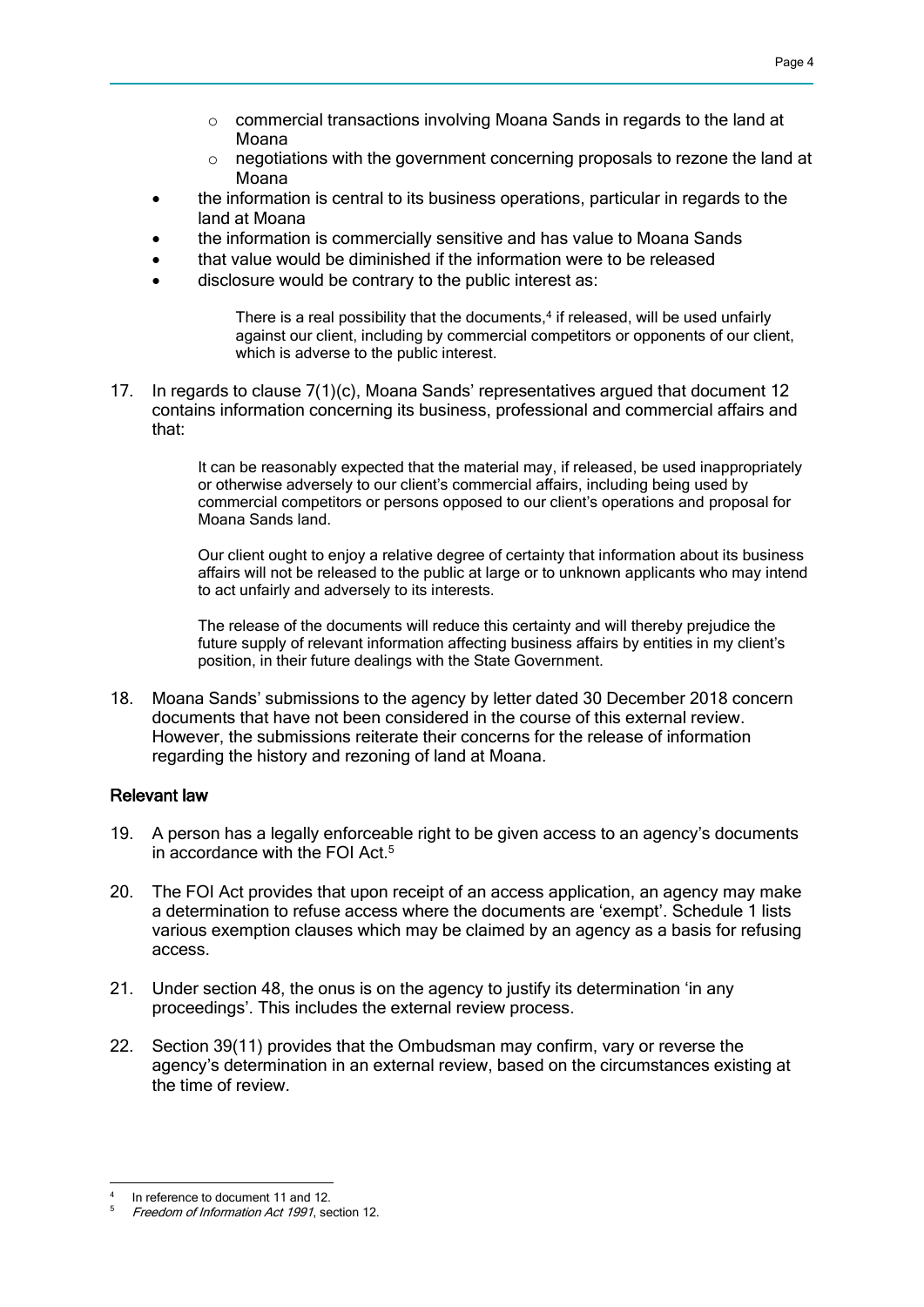- commercial transactions involving Moana Sands in regards to the land at Moana
  - negotiations with the government concerning proposals to rezone the land at Moana
- the information is central to its business operations, particular in regards to the land at Moana
- the information is commercially sensitive and has value to Moana Sands
- that value would be diminished if the information were to be released
- disclosure would be contrary to the public interest as:

> There is a real possibility that the documents,[4] if released, will be used unfairly against our client, including by commercial competitors or opponents of our client, which is adverse to the public interest.

17. In regards to clause 7(1)(c), Moana Sands' representatives argued that document 12 contains information concerning its business, professional and commercial affairs and that:

> It can be reasonably expected that the material may, if released, be used inappropriately or otherwise adversely to our client's commercial affairs, including being used by commercial competitors or persons opposed to our client's operations and proposal for Moana Sands land.
>
> Our client ought to enjoy a relative degree of certainty that information about its business affairs will not be released to the public at large or to unknown applicants who may intend to act unfairly and adversely to its interests.
>
> The release of the documents will reduce this certainty and will thereby prejudice the future supply of relevant information affecting business affairs by entities in my client's position, in their future dealings with the State Government.

18. Moana Sands' submissions to the agency by letter dated 30 December 2018 concern documents that have not been considered in the course of this external review. However, the submissions reiterate their concerns for the release of information regarding the history and rezoning of land at Moana.

## Relevant law

19. A person has a legally enforceable right to be given access to an agency's documents in accordance with the FOI Act.[5]

20. The FOI Act provides that upon receipt of an access application, an agency may make a determination to refuse access where the documents are 'exempt'. Schedule 1 lists various exemption clauses which may be claimed by an agency as a basis for refusing access.

21. Under section 48, the onus is on the agency to justify its determination 'in any proceedings'. This includes the external review process.

22. Section 39(11) provides that the Ombudsman may confirm, vary or reverse the agency's determination in an external review, based on the circumstances existing at the time of review.

---

[4] In reference to document 11 and 12.

[5] *Freedom of Information Act 1991*, section 12.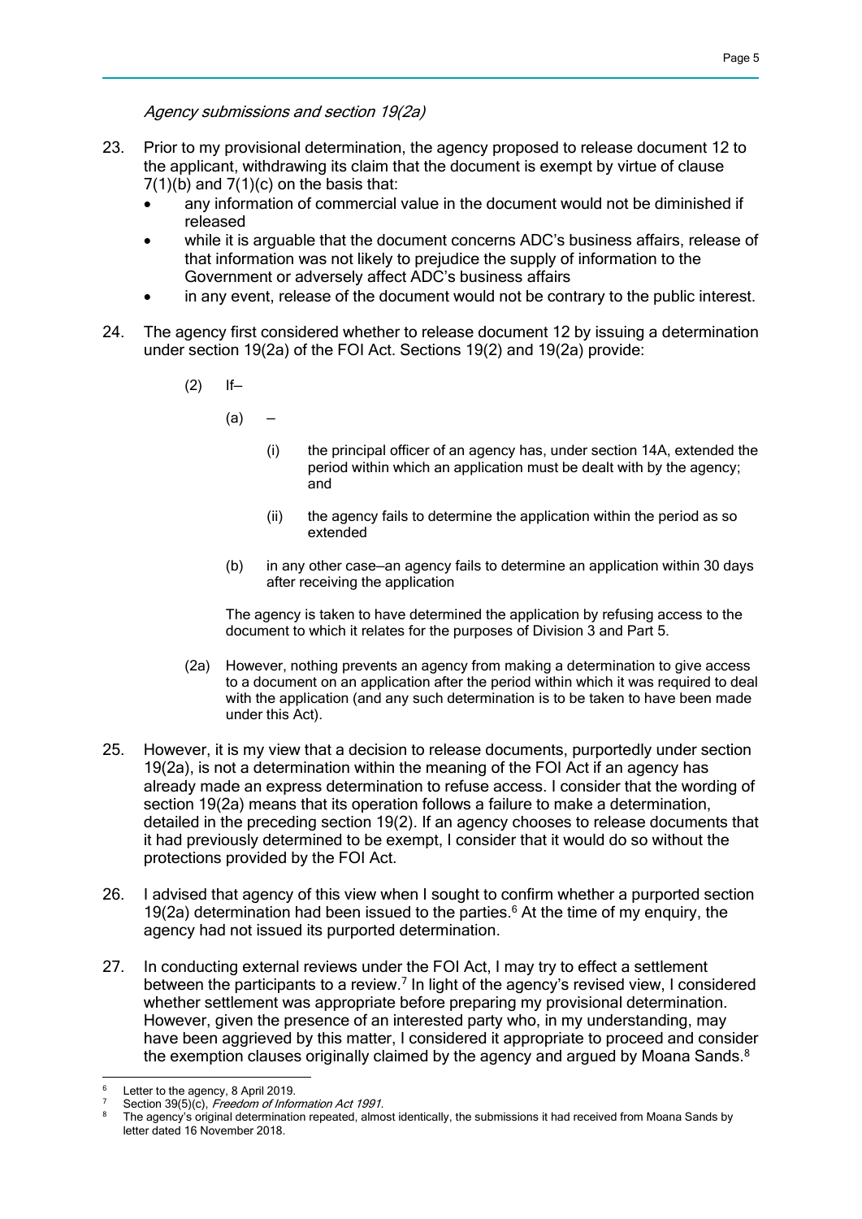*Agency submissions and section 19(2a)*

23. Prior to my provisional determination, the agency proposed to release document 12 to the applicant, withdrawing its claim that the document is exempt by virtue of clause 7(1)(b) and 7(1)(c) on the basis that:
    - any information of commercial value in the document would not be diminished if released
    - while it is arguable that the document concerns ADC's business affairs, release of that information was not likely to prejudice the supply of information to the Government or adversely affect ADC's business affairs
    - in any event, release of the document would not be contrary to the public interest.

24. The agency first considered whether to release document 12 by issuing a determination under section 19(2a) of the FOI Act. Sections 19(2) and 19(2a) provide:

    > (2) If—
    >
    > (a) —
    >
    > (i) the principal officer of an agency has, under section 14A, extended the period within which an application must be dealt with by the agency; and
    >
    > (ii) the agency fails to determine the application within the period as so extended
    >
    > (b) in any other case—an agency fails to determine an application within 30 days after receiving the application
    >
    > The agency is taken to have determined the application by refusing access to the document to which it relates for the purposes of Division 3 and Part 5.
    >
    > (2a) However, nothing prevents an agency from making a determination to give access to a document on an application after the period within which it was required to deal with the application (and any such determination is to be taken to have been made under this Act).

25. However, it is my view that a decision to release documents, purportedly under section 19(2a), is not a determination within the meaning of the FOI Act if an agency has already made an express determination to refuse access. I consider that the wording of section 19(2a) means that its operation follows a failure to make a determination, detailed in the preceding section 19(2). If an agency chooses to release documents that it had previously determined to be exempt, I consider that it would do so without the protections provided by the FOI Act.

26. I advised that agency of this view when I sought to confirm whether a purported section 19(2a) determination had been issued to the parties.[6] At the time of my enquiry, the agency had not issued its purported determination.

27. In conducting external reviews under the FOI Act, I may try to effect a settlement between the participants to a review.[7] In light of the agency's revised view, I considered whether settlement was appropriate before preparing my provisional determination. However, given the presence of an interested party who, in my understanding, may have been aggrieved by this matter, I considered it appropriate to proceed and consider the exemption clauses originally claimed by the agency and argued by Moana Sands.[8]

---

[6] Letter to the agency, 8 April 2019.

[7] Section 39(5)(c), *Freedom of Information Act 1991*.

[8] The agency's original determination repeated, almost identically, the submissions it had received from Moana Sands by letter dated 16 November 2018.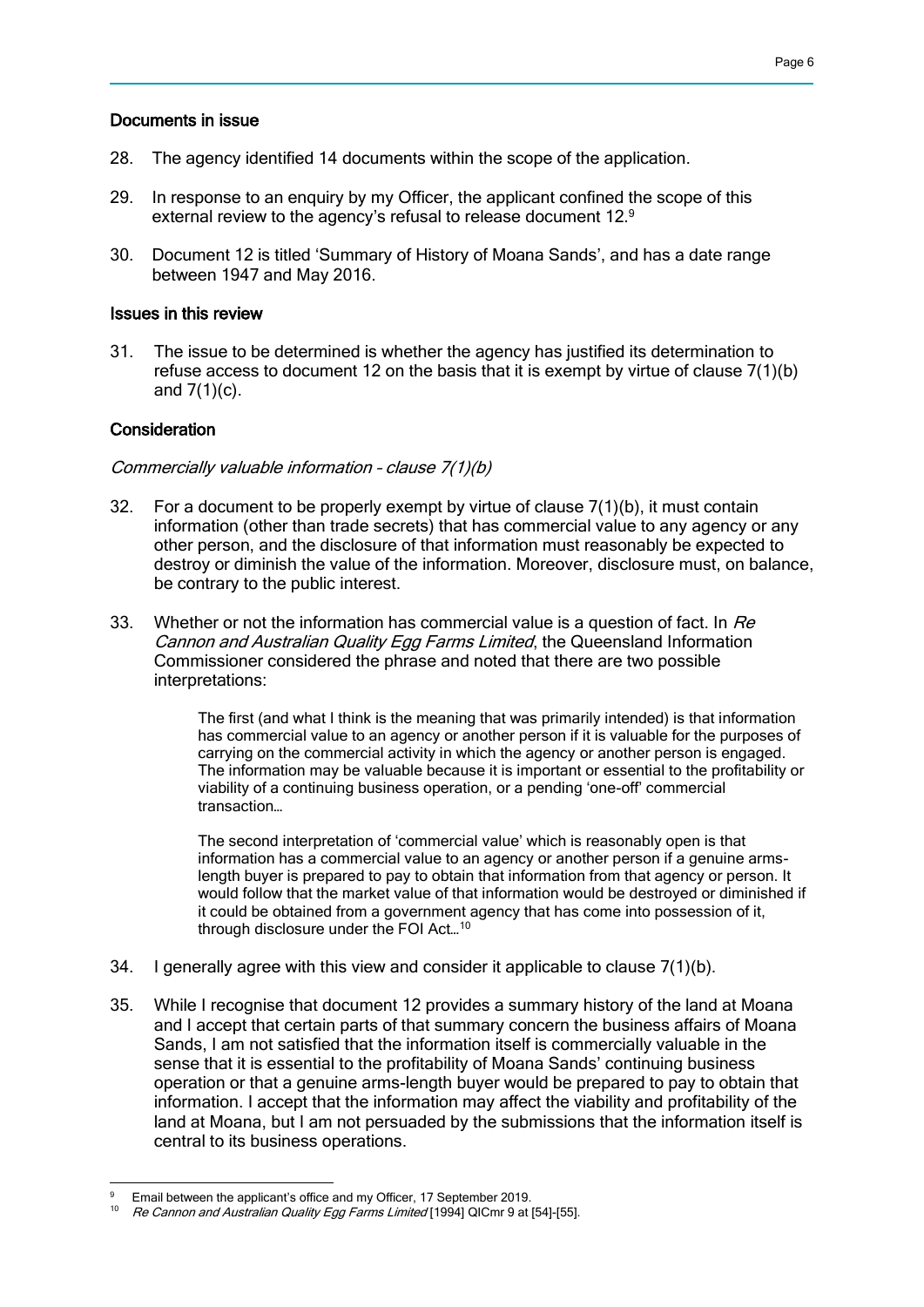### Documents in issue

28. The agency identified 14 documents within the scope of the application.

29. In response to an enquiry by my Officer, the applicant confined the scope of this external review to the agency's refusal to release document 12.[9]

30. Document 12 is titled 'Summary of History of Moana Sands', and has a date range between 1947 and May 2016.

### Issues in this review

31. The issue to be determined is whether the agency has justified its determination to refuse access to document 12 on the basis that it is exempt by virtue of clause 7(1)(b) and 7(1)(c).

### Consideration

*Commercially valuable information – clause 7(1)(b)*

32. For a document to be properly exempt by virtue of clause 7(1)(b), it must contain information (other than trade secrets) that has commercial value to any agency or any other person, and the disclosure of that information must reasonably be expected to destroy or diminish the value of the information. Moreover, disclosure must, on balance, be contrary to the public interest.

33. Whether or not the information has commercial value is a question of fact. In *Re Cannon and Australian Quality Egg Farms Limited*, the Queensland Information Commissioner considered the phrase and noted that there are two possible interpretations:

> The first (and what I think is the meaning that was primarily intended) is that information has commercial value to an agency or another person if it is valuable for the purposes of carrying on the commercial activity in which the agency or another person is engaged. The information may be valuable because it is important or essential to the profitability or viability of a continuing business operation, or a pending 'one-off' commercial transaction…
>
> The second interpretation of 'commercial value' which is reasonably open is that information has a commercial value to an agency or another person if a genuine arms-length buyer is prepared to pay to obtain that information from that agency or person. It would follow that the market value of that information would be destroyed or diminished if it could be obtained from a government agency that has come into possession of it, through disclosure under the FOI Act…[10]

34. I generally agree with this view and consider it applicable to clause 7(1)(b).

35. While I recognise that document 12 provides a summary history of the land at Moana and I accept that certain parts of that summary concern the business affairs of Moana Sands, I am not satisfied that the information itself is commercially valuable in the sense that it is essential to the profitability of Moana Sands' continuing business operation or that a genuine arms-length buyer would be prepared to pay to obtain that information. I accept that the information may affect the viability and profitability of the land at Moana, but I am not persuaded by the submissions that the information itself is central to its business operations.

---

[9] Email between the applicant's office and my Officer, 17 September 2019.

[10] *Re Cannon and Australian Quality Egg Farms Limited* [1994] QICmr 9 at [54]-[55].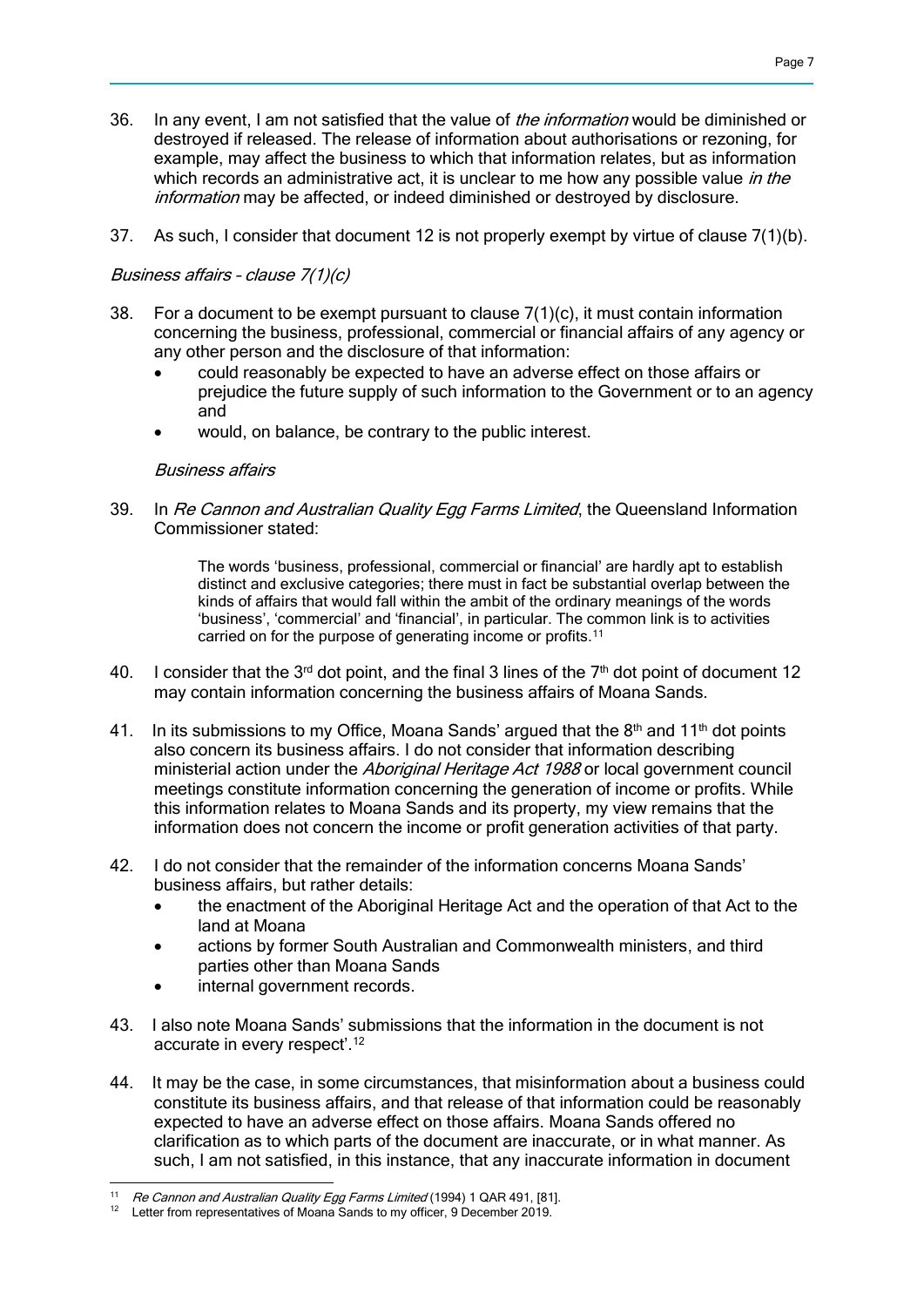36. In any event, I am not satisfied that the value of *the information* would be diminished or destroyed if released. The release of information about authorisations or rezoning, for example, may affect the business to which that information relates, but as information which records an administrative act, it is unclear to me how any possible value *in the information* may be affected, or indeed diminished or destroyed by disclosure.

37. As such, I consider that document 12 is not properly exempt by virtue of clause 7(1)(b).

*Business affairs – clause 7(1)(c)*

38. For a document to be exempt pursuant to clause 7(1)(c), it must contain information concerning the business, professional, commercial or financial affairs of any agency or any other person and the disclosure of that information:
    - could reasonably be expected to have an adverse effect on those affairs or prejudice the future supply of such information to the Government or to an agency and
    - would, on balance, be contrary to the public interest.

*Business affairs*

39. In *Re Cannon and Australian Quality Egg Farms Limited*, the Queensland Information Commissioner stated:

    > The words 'business, professional, commercial or financial' are hardly apt to establish distinct and exclusive categories; there must in fact be substantial overlap between the kinds of affairs that would fall within the ambit of the ordinary meanings of the words 'business', 'commercial' and 'financial', in particular. The common link is to activities carried on for the purpose of generating income or profits.[11]

40. I consider that the 3rd dot point, and the final 3 lines of the 7th dot point of document 12 may contain information concerning the business affairs of Moana Sands.

41. In its submissions to my Office, Moana Sands' argued that the 8th and 11th dot points also concern its business affairs. I do not consider that information describing ministerial action under the *Aboriginal Heritage Act 1988* or local government council meetings constitute information concerning the generation of income or profits. While this information relates to Moana Sands and its property, my view remains that the information does not concern the income or profit generation activities of that party.

42. I do not consider that the remainder of the information concerns Moana Sands' business affairs, but rather details:
    - the enactment of the Aboriginal Heritage Act and the operation of that Act to the land at Moana
    - actions by former South Australian and Commonwealth ministers, and third parties other than Moana Sands
    - internal government records.

43. I also note Moana Sands' submissions that the information in the document is not accurate in every respect'.[12]

44. It may be the case, in some circumstances, that misinformation about a business could constitute its business affairs, and that release of that information could be reasonably expected to have an adverse effect on those affairs. Moana Sands offered no clarification as to which parts of the document are inaccurate, or in what manner. As such, I am not satisfied, in this instance, that any inaccurate information in document

---

[11] *Re Cannon and Australian Quality Egg Farms Limited* (1994) 1 QAR 491, [81].

[12] Letter from representatives of Moana Sands to my officer, 9 December 2019.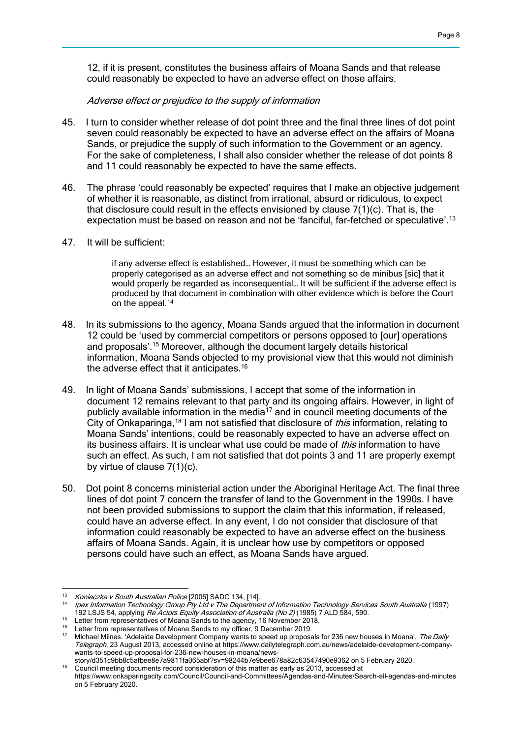12, if it is present, constitutes the business affairs of Moana Sands and that release could reasonably be expected to have an adverse effect on those affairs.

*Adverse effect or prejudice to the supply of information*

45. I turn to consider whether release of dot point three and the final three lines of dot point seven could reasonably be expected to have an adverse effect on the affairs of Moana Sands, or prejudice the supply of such information to the Government or an agency. For the sake of completeness, I shall also consider whether the release of dot points 8 and 11 could reasonably be expected to have the same effects.

46. The phrase 'could reasonably be expected' requires that I make an objective judgement of whether it is reasonable, as distinct from irrational, absurd or ridiculous, to expect that disclosure could result in the effects envisioned by clause 7(1)(c). That is, the expectation must be based on reason and not be 'fanciful, far-fetched or speculative'.[13]

47. It will be sufficient:

> if any adverse effect is established… However, it must be something which can be properly categorised as an adverse effect and not something so de minibus [sic] that it would properly be regarded as inconsequential… It will be sufficient if the adverse effect is produced by that document in combination with other evidence which is before the Court on the appeal.[14]

48. In its submissions to the agency, Moana Sands argued that the information in document 12 could be 'used by commercial competitors or persons opposed to [our] operations and proposals'.[15] Moreover, although the document largely details historical information, Moana Sands objected to my provisional view that this would not diminish the adverse effect that it anticipates.[16]

49. In light of Moana Sands' submissions, I accept that some of the information in document 12 remains relevant to that party and its ongoing affairs. However, in light of publicly available information in the media[17] and in council meeting documents of the City of Onkaparinga,[18] I am not satisfied that disclosure of *this* information, relating to Moana Sands' intentions, could be reasonably expected to have an adverse effect on its business affairs. It is unclear what use could be made of *this* information to have such an effect. As such, I am not satisfied that dot points 3 and 11 are properly exempt by virtue of clause 7(1)(c).

50. Dot point 8 concerns ministerial action under the Aboriginal Heritage Act. The final three lines of dot point 7 concern the transfer of land to the Government in the 1990s. I have not been provided submissions to support the claim that this information, if released, could have an adverse effect. In any event, I do not consider that disclosure of that information could reasonably be expected to have an adverse effect on the business affairs of Moana Sands. Again, it is unclear how use by competitors or opposed persons could have such an effect, as Moana Sands have argued.

---

[13] *Konieczka v South Australian Police* [2006] SADC 134, [14].

[14] *Ipex Information Technology Group Pty Ltd v The Department of Information Technology Services South Australia* (1997) 192 LSJS 54, applying *Re Actors Equity Association of Australia (No 2)* (1985) 7 ALD 584, 590.

[15] Letter from representatives of Moana Sands to the agency, 16 November 2018.

[16] Letter from representatives of Moana Sands to my officer, 9 December 2019.

[17] Michael Milnes. 'Adelaide Development Company wants to speed up proposals for 236 new houses in Moana', *The Daily Telegraph*, 23 August 2013, accessed online at https://www.dailytelegraph.com.au/news/adelaide-development-company-wants-to-speed-up-proposal-for-236-new-houses-in-moana/news-story/d351c9bb8c5afbee8e7a9811fa065abf?sv=98244b7e9bee678a82c63547490e9362 on 5 February 2020.

[18] Council meeting documents record consideration of this matter as early as 2013, accessed at https://www.onkaparingacity.com/Council/Council-and-Committees/Agendas-and-Minutes/Search-all-agendas-and-minutes on 5 February 2020.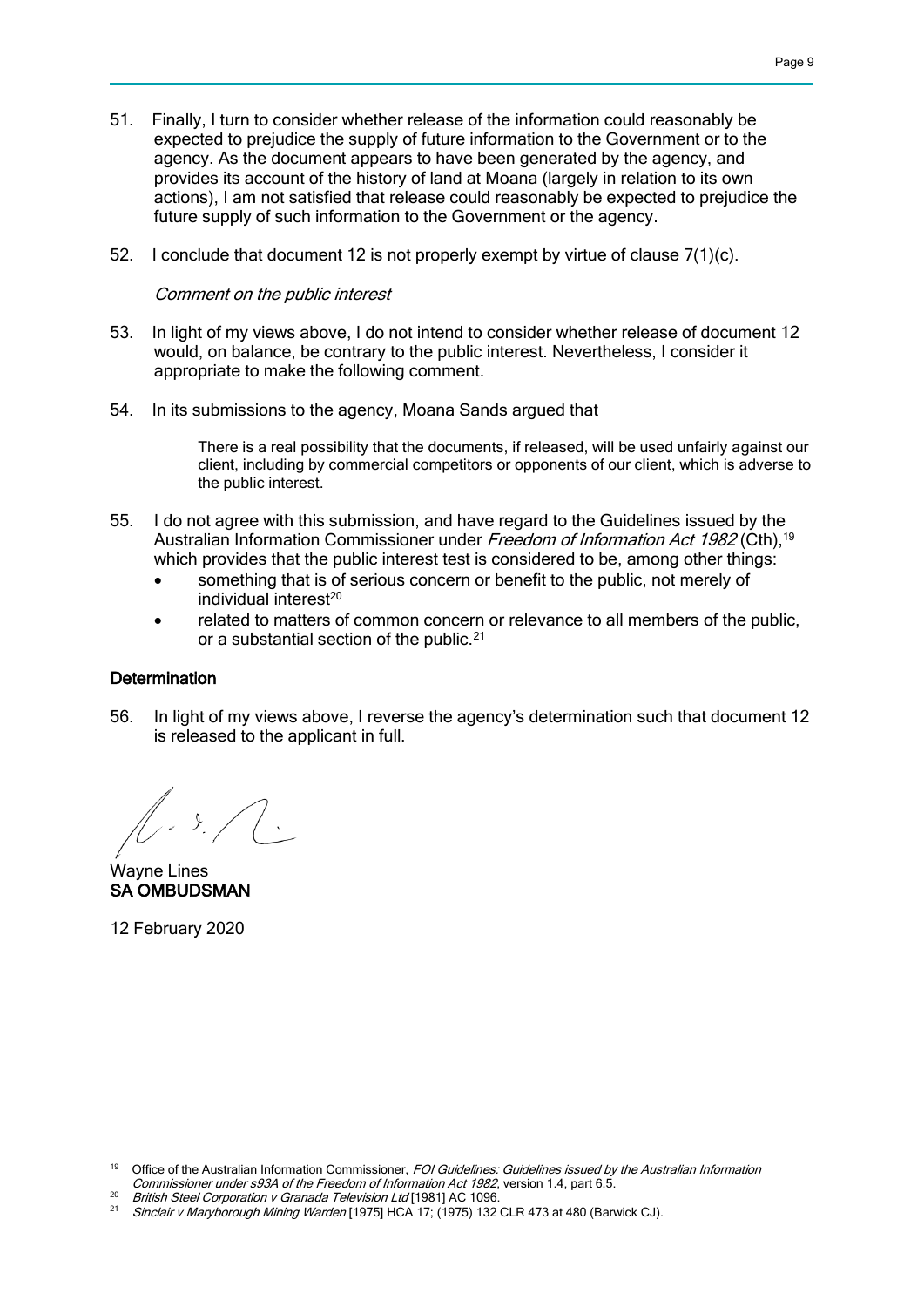51. Finally, I turn to consider whether release of the information could reasonably be expected to prejudice the supply of future information to the Government or to the agency. As the document appears to have been generated by the agency, and provides its account of the history of land at Moana (largely in relation to its own actions), I am not satisfied that release could reasonably be expected to prejudice the future supply of such information to the Government or the agency.

52. I conclude that document 12 is not properly exempt by virtue of clause 7(1)(c).

*Comment on the public interest*

53. In light of my views above, I do not intend to consider whether release of document 12 would, on balance, be contrary to the public interest. Nevertheless, I consider it appropriate to make the following comment.

54. In its submissions to the agency, Moana Sands argued that

> There is a real possibility that the documents, if released, will be used unfairly against our client, including by commercial competitors or opponents of our client, which is adverse to the public interest.

55. I do not agree with this submission, and have regard to the Guidelines issued by the Australian Information Commissioner under *Freedom of Information Act 1982* (Cth),[19] which provides that the public interest test is considered to be, among other things:
    - something that is of serious concern or benefit to the public, not merely of individual interest[20]
    - related to matters of common concern or relevance to all members of the public, or a substantial section of the public.[21]

## Determination

56. In light of my views above, I reverse the agency's determination such that document 12 is released to the applicant in full.

Wayne Lines
**SA OMBUDSMAN**

12 February 2020

---

[19] Office of the Australian Information Commissioner, *FOI Guidelines: Guidelines issued by the Australian Information Commissioner under s93A of the Freedom of Information Act 1982*, version 1.4, part 6.5.

[20] *British Steel Corporation v Granada Television Ltd* [1981] AC 1096.

[21] *Sinclair v Maryborough Mining Warden* [1975] HCA 17; (1975) 132 CLR 473 at 480 (Barwick CJ).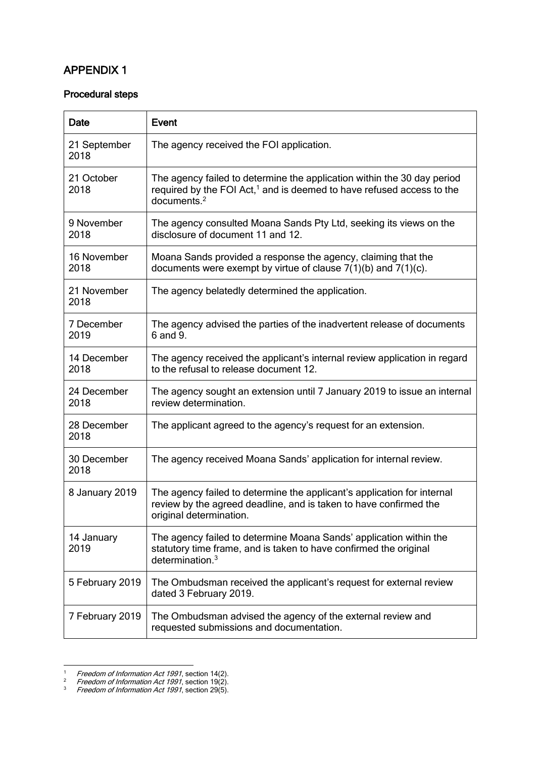# APPENDIX 1

### Procedural steps

| Date | Event |
|---|---|
| 21 September 2018 | The agency received the FOI application. |
| 21 October 2018 | The agency failed to determine the application within the 30 day period required by the FOI Act,[1] and is deemed to have refused access to the documents.[2] |
| 9 November 2018 | The agency consulted Moana Sands Pty Ltd, seeking its views on the disclosure of document 11 and 12. |
| 16 November 2018 | Moana Sands provided a response the agency, claiming that the documents were exempt by virtue of clause 7(1)(b) and 7(1)(c). |
| 21 November 2018 | The agency belatedly determined the application. |
| 7 December 2019 | The agency advised the parties of the inadvertent release of documents 6 and 9. |
| 14 December 2018 | The agency received the applicant's internal review application in regard to the refusal to release document 12. |
| 24 December 2018 | The agency sought an extension until 7 January 2019 to issue an internal review determination. |
| 28 December 2018 | The applicant agreed to the agency's request for an extension. |
| 30 December 2018 | The agency received Moana Sands' application for internal review. |
| 8 January 2019 | The agency failed to determine the applicant's application for internal review by the agreed deadline, and is taken to have confirmed the original determination. |
| 14 January 2019 | The agency failed to determine Moana Sands' application within the statutory time frame, and is taken to have confirmed the original determination.[3] |
| 5 February 2019 | The Ombudsman received the applicant's request for external review dated 3 February 2019. |
| 7 February 2019 | The Ombudsman advised the agency of the external review and requested submissions and documentation. |

---

[1] *Freedom of Information Act 1991*, section 14(2).
[2] *Freedom of Information Act 1991*, section 19(2).
[3] *Freedom of Information Act 1991*, section 29(5).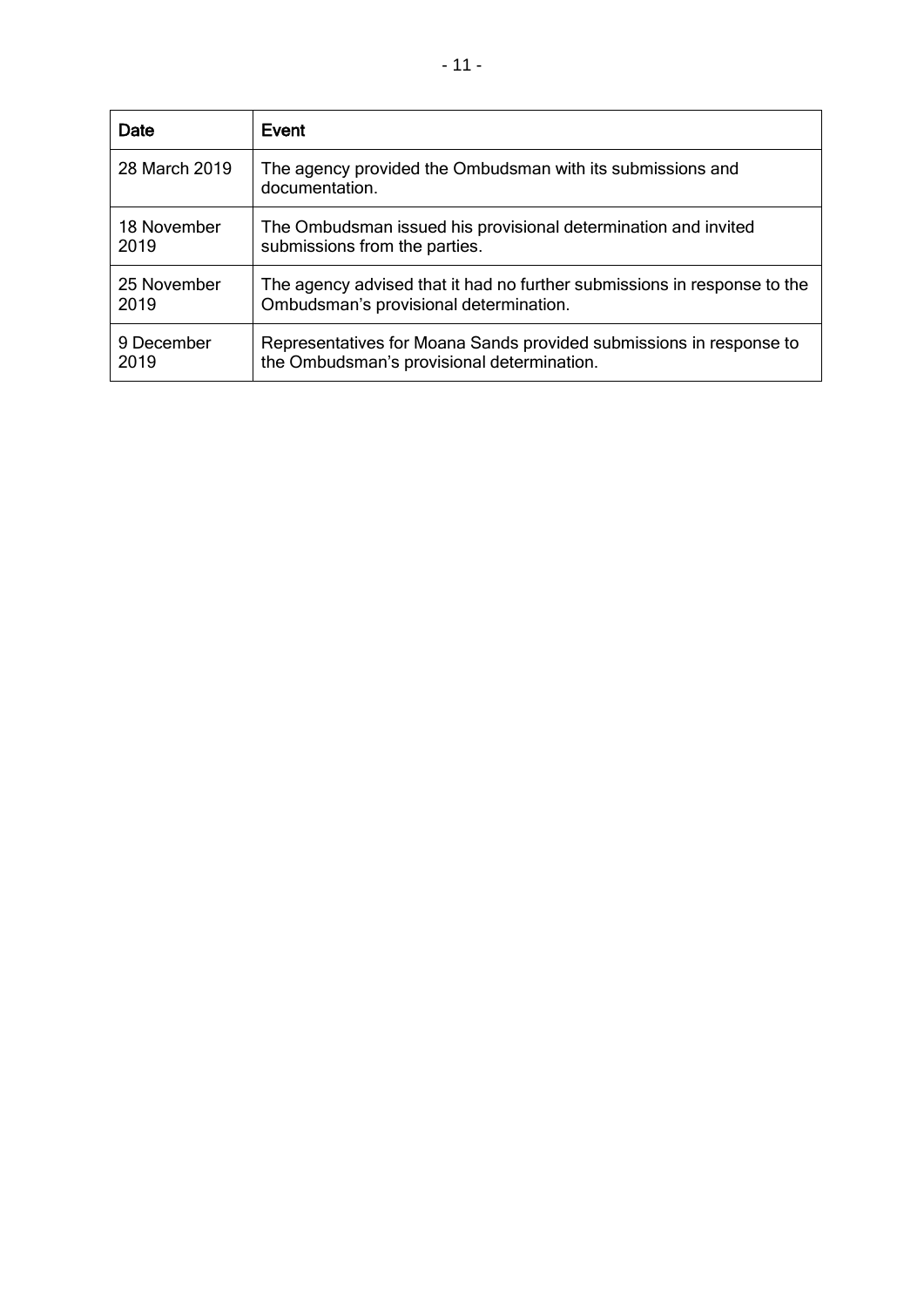| Date | Event |
|---|---|
| 28 March 2019 | The agency provided the Ombudsman with its submissions and documentation. |
| 18 November 2019 | The Ombudsman issued his provisional determination and invited submissions from the parties. |
| 25 November 2019 | The agency advised that it had no further submissions in response to the Ombudsman's provisional determination. |
| 9 December 2019 | Representatives for Moana Sands provided submissions in response to the Ombudsman's provisional determination. |